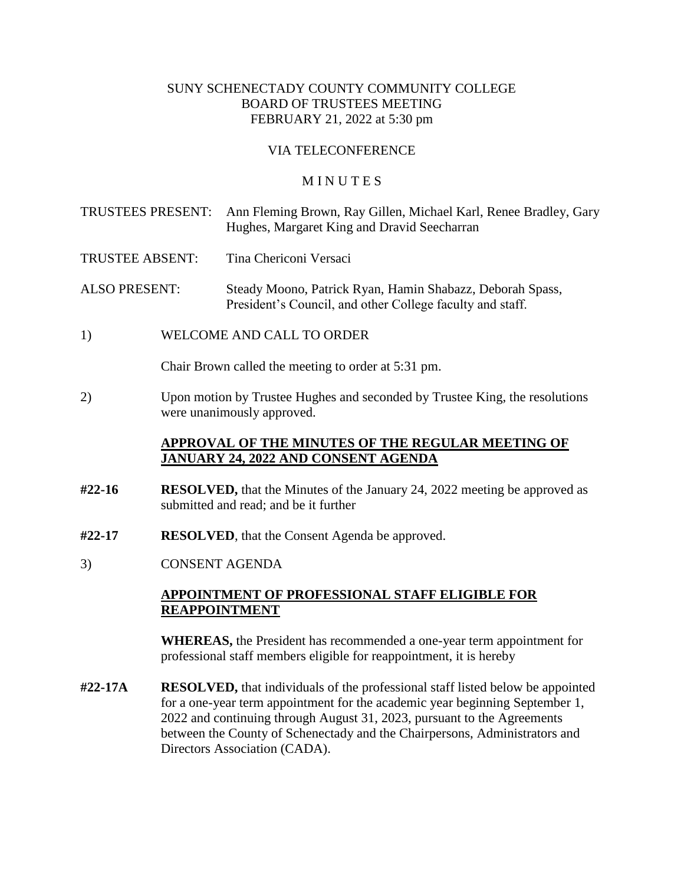SUNY SCHENECTADY COUNTY COMMUNITY COLLEGE
BOARD OF TRUSTEES MEETING
FEBRUARY 21, 2022 at 5:30 pm

VIA TELECONFERENCE

M I N U T E S

TRUSTEES PRESENT: Ann Fleming Brown, Ray Gillen, Michael Karl, Renee Bradley, Gary Hughes, Margaret King and Dravid Seecharran

TRUSTEE ABSENT: Tina Chericoni Versaci

ALSO PRESENT: Steady Moono, Patrick Ryan, Hamin Shabazz, Deborah Spass, President's Council, and other College faculty and staff.

1) WELCOME AND CALL TO ORDER

Chair Brown called the meeting to order at 5:31 pm.

2) Upon motion by Trustee Hughes and seconded by Trustee King, the resolutions were unanimously approved.

**APPROVAL OF THE MINUTES OF THE REGULAR MEETING OF JANUARY 24, 2022 AND CONSENT AGENDA**

**#22-16** **RESOLVED,** that the Minutes of the January 24, 2022 meeting be approved as submitted and read; and be it further

**#22-17** **RESOLVED**, that the Consent Agenda be approved.

3) CONSENT AGENDA

**APPOINTMENT OF PROFESSIONAL STAFF ELIGIBLE FOR REAPPOINTMENT**

**WHEREAS,** the President has recommended a one-year term appointment for professional staff members eligible for reappointment, it is hereby

**#22-17A** **RESOLVED,** that individuals of the professional staff listed below be appointed for a one-year term appointment for the academic year beginning September 1, 2022 and continuing through August 31, 2023, pursuant to the Agreements between the County of Schenectady and the Chairpersons, Administrators and Directors Association (CADA).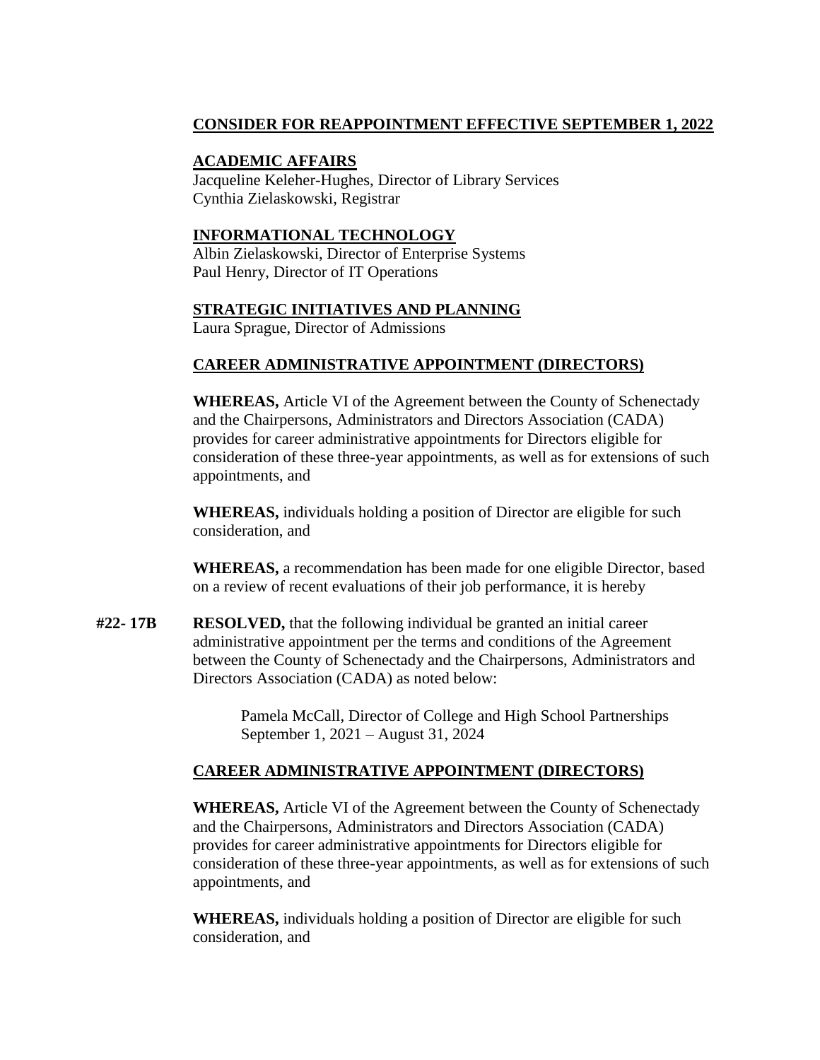**CONSIDER FOR REAPPOINTMENT EFFECTIVE SEPTEMBER 1, 2022**

**ACADEMIC AFFAIRS**
Jacqueline Keleher-Hughes, Director of Library Services
Cynthia Zielaskowski, Registrar

**INFORMATIONAL TECHNOLOGY**
Albin Zielaskowski, Director of Enterprise Systems
Paul Henry, Director of IT Operations

**STRATEGIC INITIATIVES AND PLANNING**
Laura Sprague, Director of Admissions

**CAREER ADMINISTRATIVE APPOINTMENT (DIRECTORS)**

**WHEREAS,** Article VI of the Agreement between the County of Schenectady and the Chairpersons, Administrators and Directors Association (CADA) provides for career administrative appointments for Directors eligible for consideration of these three-year appointments, as well as for extensions of such appointments, and

**WHEREAS,** individuals holding a position of Director are eligible for such consideration, and

**WHEREAS,** a recommendation has been made for one eligible Director, based on a review of recent evaluations of their job performance, it is hereby

**#22- 17B** **RESOLVED,** that the following individual be granted an initial career administrative appointment per the terms and conditions of the Agreement between the County of Schenectady and the Chairpersons, Administrators and Directors Association (CADA) as noted below:

> Pamela McCall, Director of College and High School Partnerships
> September 1, 2021 – August 31, 2024

**CAREER ADMINISTRATIVE APPOINTMENT (DIRECTORS)**

**WHEREAS,** Article VI of the Agreement between the County of Schenectady and the Chairpersons, Administrators and Directors Association (CADA) provides for career administrative appointments for Directors eligible for consideration of these three-year appointments, as well as for extensions of such appointments, and

**WHEREAS,** individuals holding a position of Director are eligible for such consideration, and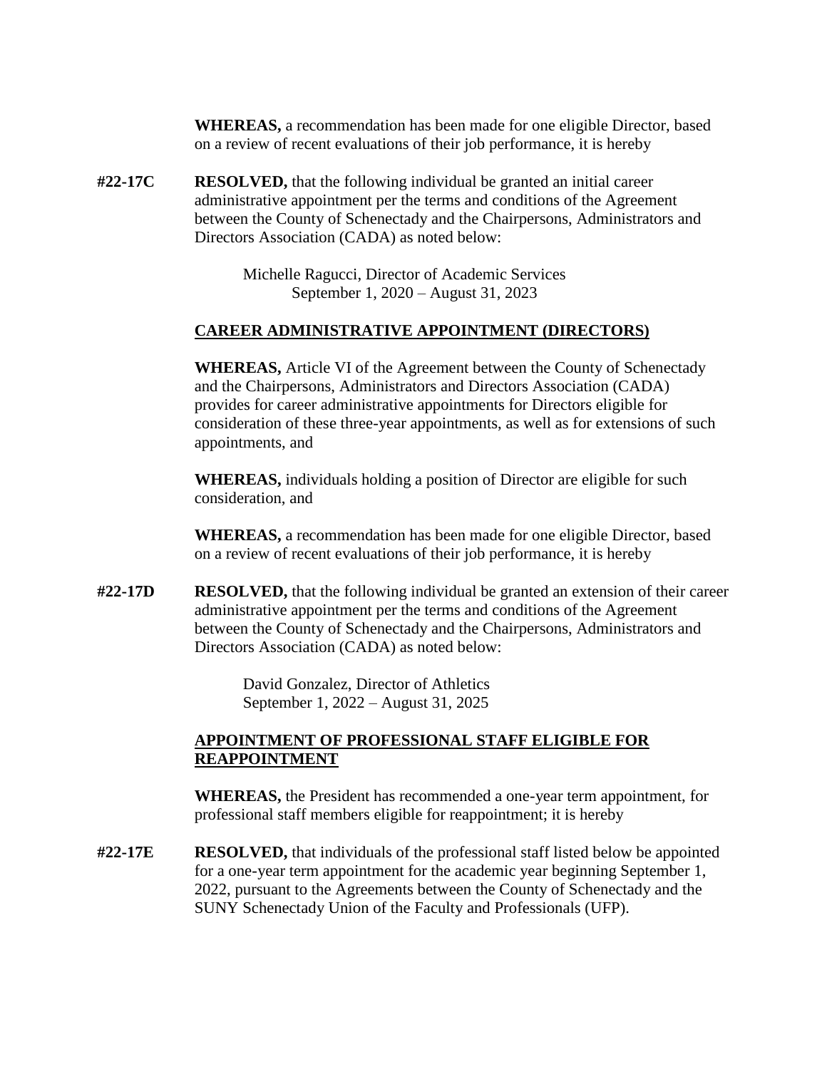**WHEREAS,** a recommendation has been made for one eligible Director, based on a review of recent evaluations of their job performance, it is hereby

**#22-17C** **RESOLVED,** that the following individual be granted an initial career administrative appointment per the terms and conditions of the Agreement between the County of Schenectady and the Chairpersons, Administrators and Directors Association (CADA) as noted below:

Michelle Ragucci, Director of Academic Services
September 1, 2020 – August 31, 2023

**CAREER ADMINISTRATIVE APPOINTMENT (DIRECTORS)**

**WHEREAS,** Article VI of the Agreement between the County of Schenectady and the Chairpersons, Administrators and Directors Association (CADA) provides for career administrative appointments for Directors eligible for consideration of these three-year appointments, as well as for extensions of such appointments, and

**WHEREAS,** individuals holding a position of Director are eligible for such consideration, and

**WHEREAS,** a recommendation has been made for one eligible Director, based on a review of recent evaluations of their job performance, it is hereby

**#22-17D** **RESOLVED,** that the following individual be granted an extension of their career administrative appointment per the terms and conditions of the Agreement between the County of Schenectady and the Chairpersons, Administrators and Directors Association (CADA) as noted below:

David Gonzalez, Director of Athletics
September 1, 2022 – August 31, 2025

**APPOINTMENT OF PROFESSIONAL STAFF ELIGIBLE FOR REAPPOINTMENT**

**WHEREAS,** the President has recommended a one-year term appointment, for professional staff members eligible for reappointment; it is hereby

**#22-17E** **RESOLVED,** that individuals of the professional staff listed below be appointed for a one-year term appointment for the academic year beginning September 1, 2022, pursuant to the Agreements between the County of Schenectady and the SUNY Schenectady Union of the Faculty and Professionals (UFP).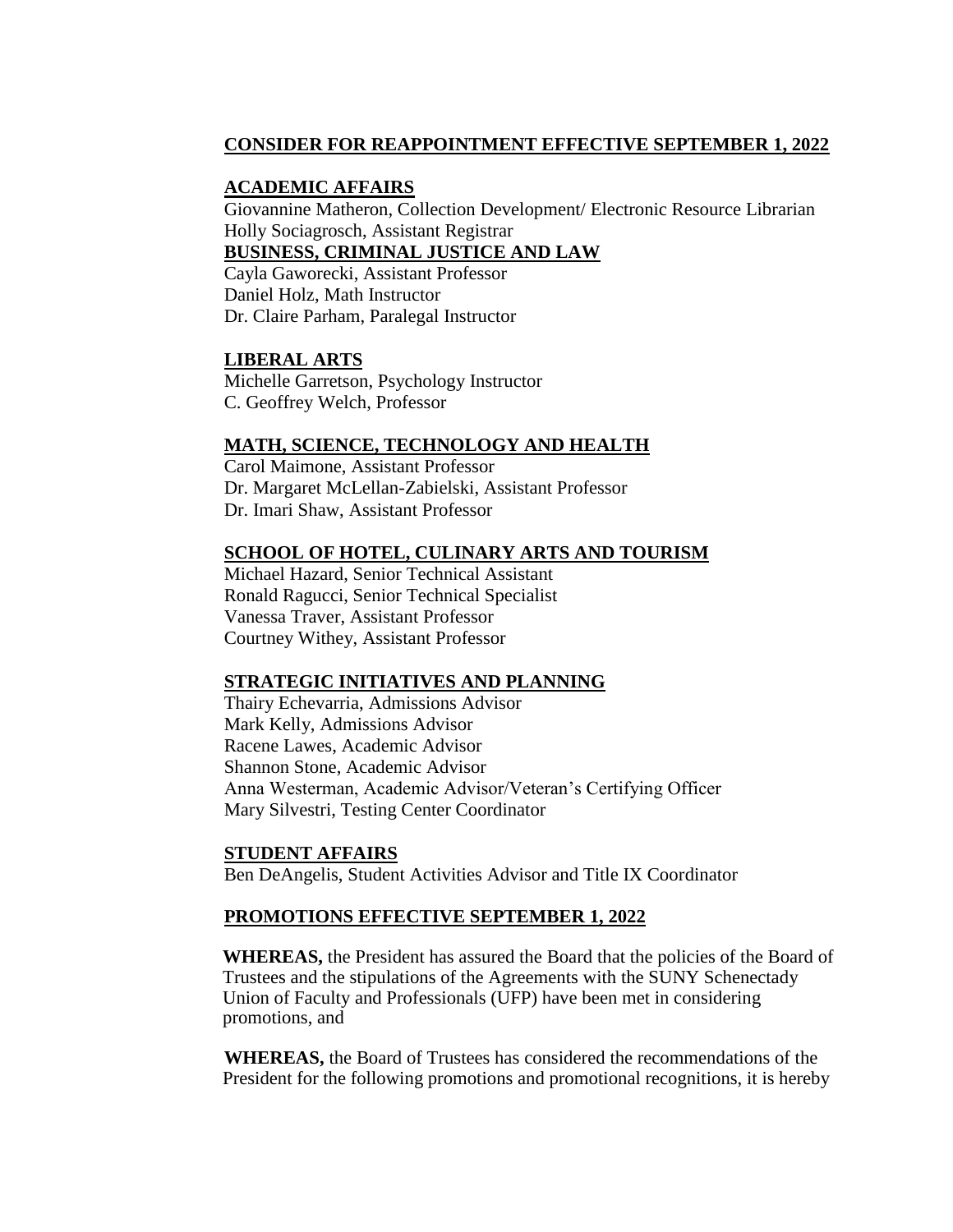## CONSIDER FOR REAPPOINTMENT EFFECTIVE SEPTEMBER 1, 2022

### ACADEMIC AFFAIRS

Giovannine Matheron, Collection Development/ Electronic Resource Librarian
Holly Sociagrosch, Assistant Registrar

### BUSINESS, CRIMINAL JUSTICE AND LAW

Cayla Gaworecki, Assistant Professor
Daniel Holz, Math Instructor
Dr. Claire Parham, Paralegal Instructor

### LIBERAL ARTS

Michelle Garretson, Psychology Instructor
C. Geoffrey Welch, Professor

### MATH, SCIENCE, TECHNOLOGY AND HEALTH

Carol Maimone, Assistant Professor
Dr. Margaret McLellan-Zabielski, Assistant Professor
Dr. Imari Shaw, Assistant Professor

### SCHOOL OF HOTEL, CULINARY ARTS AND TOURISM

Michael Hazard, Senior Technical Assistant
Ronald Ragucci, Senior Technical Specialist
Vanessa Traver, Assistant Professor
Courtney Withey, Assistant Professor

### STRATEGIC INITIATIVES AND PLANNING

Thairy Echevarria, Admissions Advisor
Mark Kelly, Admissions Advisor
Racene Lawes, Academic Advisor
Shannon Stone, Academic Advisor
Anna Westerman, Academic Advisor/Veteran's Certifying Officer
Mary Silvestri, Testing Center Coordinator

### STUDENT AFFAIRS

Ben DeAngelis, Student Activities Advisor and Title IX Coordinator

## PROMOTIONS EFFECTIVE SEPTEMBER 1, 2022

**WHEREAS,** the President has assured the Board that the policies of the Board of Trustees and the stipulations of the Agreements with the SUNY Schenectady Union of Faculty and Professionals (UFP) have been met in considering promotions, and

**WHEREAS,** the Board of Trustees has considered the recommendations of the President for the following promotions and promotional recognitions, it is hereby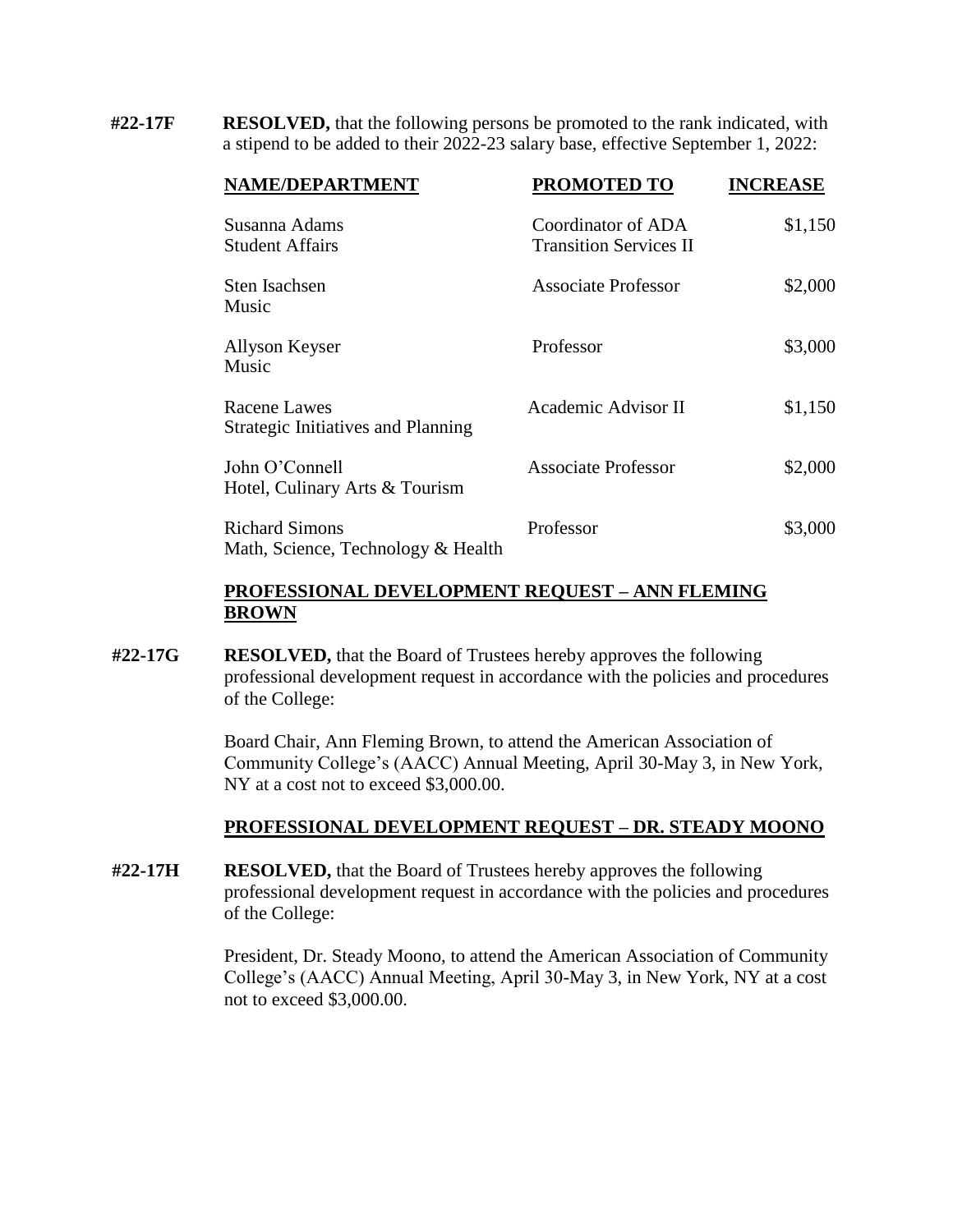**#22-17F** **RESOLVED,** that the following persons be promoted to the rank indicated, with a stipend to be added to their 2022-23 salary base, effective September 1, 2022:

| NAME/DEPARTMENT | PROMOTED TO | INCREASE |
|---|---|---|
| Susanna Adams<br>Student Affairs | Coordinator of ADA Transition Services II | $1,150 |
| Sten Isachsen<br>Music | Associate Professor | $2,000 |
| Allyson Keyser<br>Music | Professor | $3,000 |
| Racene Lawes<br>Strategic Initiatives and Planning | Academic Advisor II | $1,150 |
| John O'Connell<br>Hotel, Culinary Arts & Tourism | Associate Professor | $2,000 |
| Richard Simons<br>Math, Science, Technology & Health | Professor | $3,000 |

## PROFESSIONAL DEVELOPMENT REQUEST – ANN FLEMING BROWN

**#22-17G** **RESOLVED,** that the Board of Trustees hereby approves the following professional development request in accordance with the policies and procedures of the College:

Board Chair, Ann Fleming Brown, to attend the American Association of Community College's (AACC) Annual Meeting, April 30-May 3, in New York, NY at a cost not to exceed $3,000.00.

## PROFESSIONAL DEVELOPMENT REQUEST – DR. STEADY MOONO

**#22-17H** **RESOLVED,** that the Board of Trustees hereby approves the following professional development request in accordance with the policies and procedures of the College:

President, Dr. Steady Moono, to attend the American Association of Community College's (AACC) Annual Meeting, April 30-May 3, in New York, NY at a cost not to exceed $3,000.00.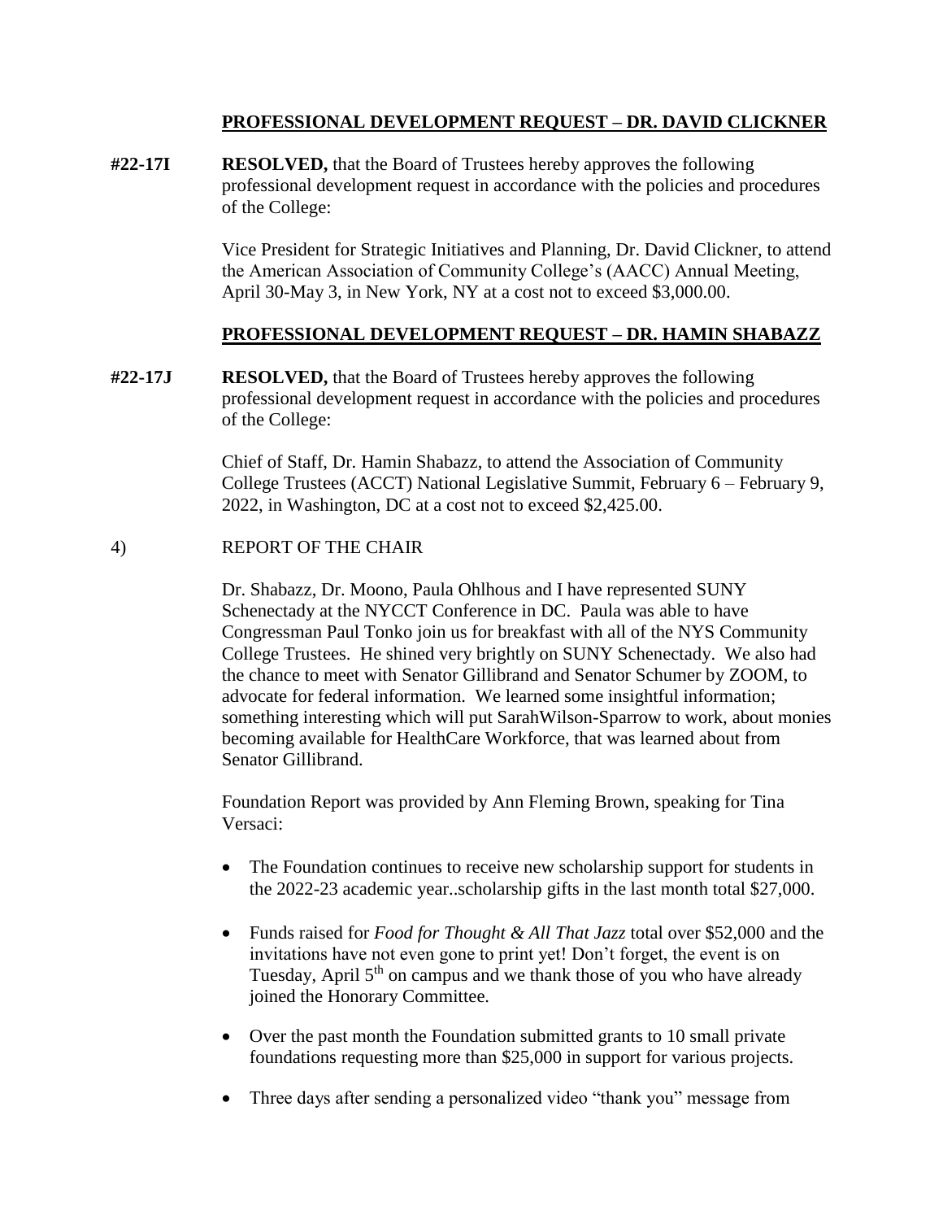## PROFESSIONAL DEVELOPMENT REQUEST – DR. DAVID CLICKNER

**#22-17I** **RESOLVED,** that the Board of Trustees hereby approves the following professional development request in accordance with the policies and procedures of the College:

Vice President for Strategic Initiatives and Planning, Dr. David Clickner, to attend the American Association of Community College's (AACC) Annual Meeting, April 30-May 3, in New York, NY at a cost not to exceed $3,000.00.

## PROFESSIONAL DEVELOPMENT REQUEST – DR. HAMIN SHABAZZ

**#22-17J** **RESOLVED,** that the Board of Trustees hereby approves the following professional development request in accordance with the policies and procedures of the College:

Chief of Staff, Dr. Hamin Shabazz, to attend the Association of Community College Trustees (ACCT) National Legislative Summit, February 6 – February 9, 2022, in Washington, DC at a cost not to exceed $2,425.00.

4) REPORT OF THE CHAIR

Dr. Shabazz, Dr. Moono, Paula Ohlhous and I have represented SUNY Schenectady at the NYCCT Conference in DC. Paula was able to have Congressman Paul Tonko join us for breakfast with all of the NYS Community College Trustees. He shined very brightly on SUNY Schenectady. We also had the chance to meet with Senator Gillibrand and Senator Schumer by ZOOM, to advocate for federal information. We learned some insightful information; something interesting which will put SarahWilson-Sparrow to work, about monies becoming available for HealthCare Workforce, that was learned about from Senator Gillibrand.

Foundation Report was provided by Ann Fleming Brown, speaking for Tina Versaci:

- The Foundation continues to receive new scholarship support for students in the 2022-23 academic year..scholarship gifts in the last month total $27,000.
- Funds raised for *Food for Thought & All That Jazz* total over $52,000 and the invitations have not even gone to print yet! Don't forget, the event is on Tuesday, April 5th on campus and we thank those of you who have already joined the Honorary Committee.
- Over the past month the Foundation submitted grants to 10 small private foundations requesting more than $25,000 in support for various projects.
- Three days after sending a personalized video "thank you" message from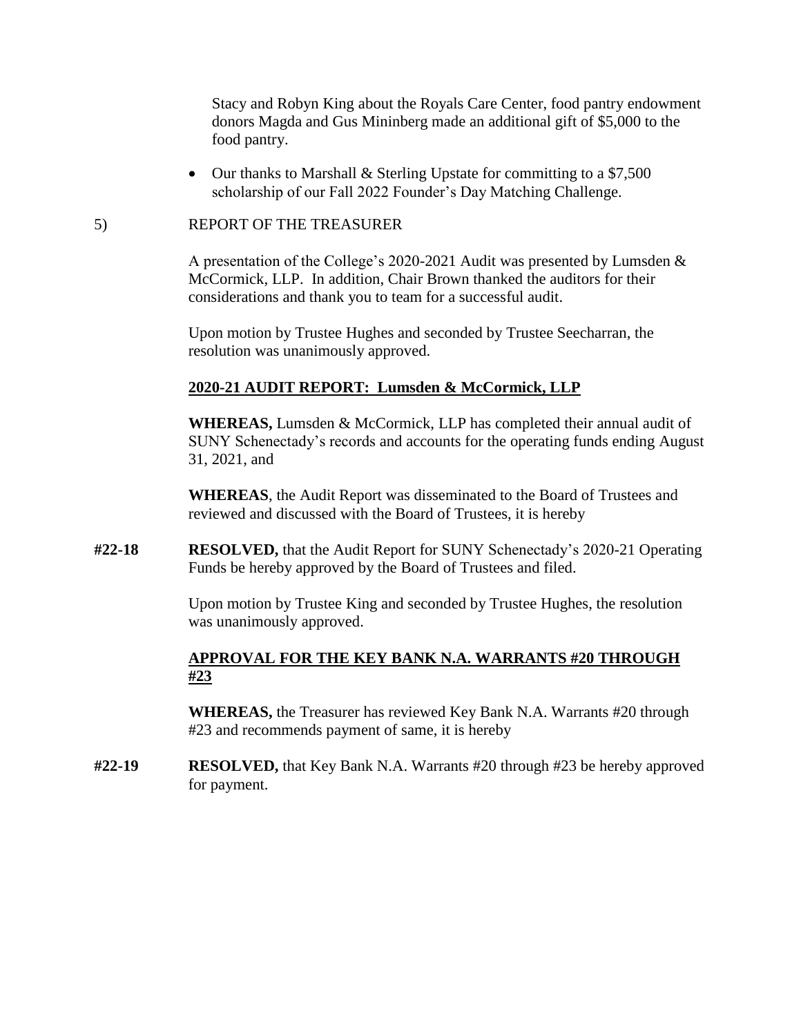Stacy and Robyn King about the Royals Care Center, food pantry endowment donors Magda and Gus Mininberg made an additional gift of $5,000 to the food pantry.

- Our thanks to Marshall & Sterling Upstate for committing to a $7,500 scholarship of our Fall 2022 Founder's Day Matching Challenge.

5) REPORT OF THE TREASURER

A presentation of the College's 2020-2021 Audit was presented by Lumsden & McCormick, LLP. In addition, Chair Brown thanked the auditors for their considerations and thank you to team for a successful audit.

Upon motion by Trustee Hughes and seconded by Trustee Seecharran, the resolution was unanimously approved.

**2020-21 AUDIT REPORT: Lumsden & McCormick, LLP**

**WHEREAS,** Lumsden & McCormick, LLP has completed their annual audit of SUNY Schenectady's records and accounts for the operating funds ending August 31, 2021, and

**WHEREAS**, the Audit Report was disseminated to the Board of Trustees and reviewed and discussed with the Board of Trustees, it is hereby

**#22-18** **RESOLVED,** that the Audit Report for SUNY Schenectady's 2020-21 Operating Funds be hereby approved by the Board of Trustees and filed.

Upon motion by Trustee King and seconded by Trustee Hughes, the resolution was unanimously approved.

**APPROVAL FOR THE KEY BANK N.A. WARRANTS #20 THROUGH #23**

**WHEREAS,** the Treasurer has reviewed Key Bank N.A. Warrants #20 through #23 and recommends payment of same, it is hereby

**#22-19** **RESOLVED,** that Key Bank N.A. Warrants #20 through #23 be hereby approved for payment.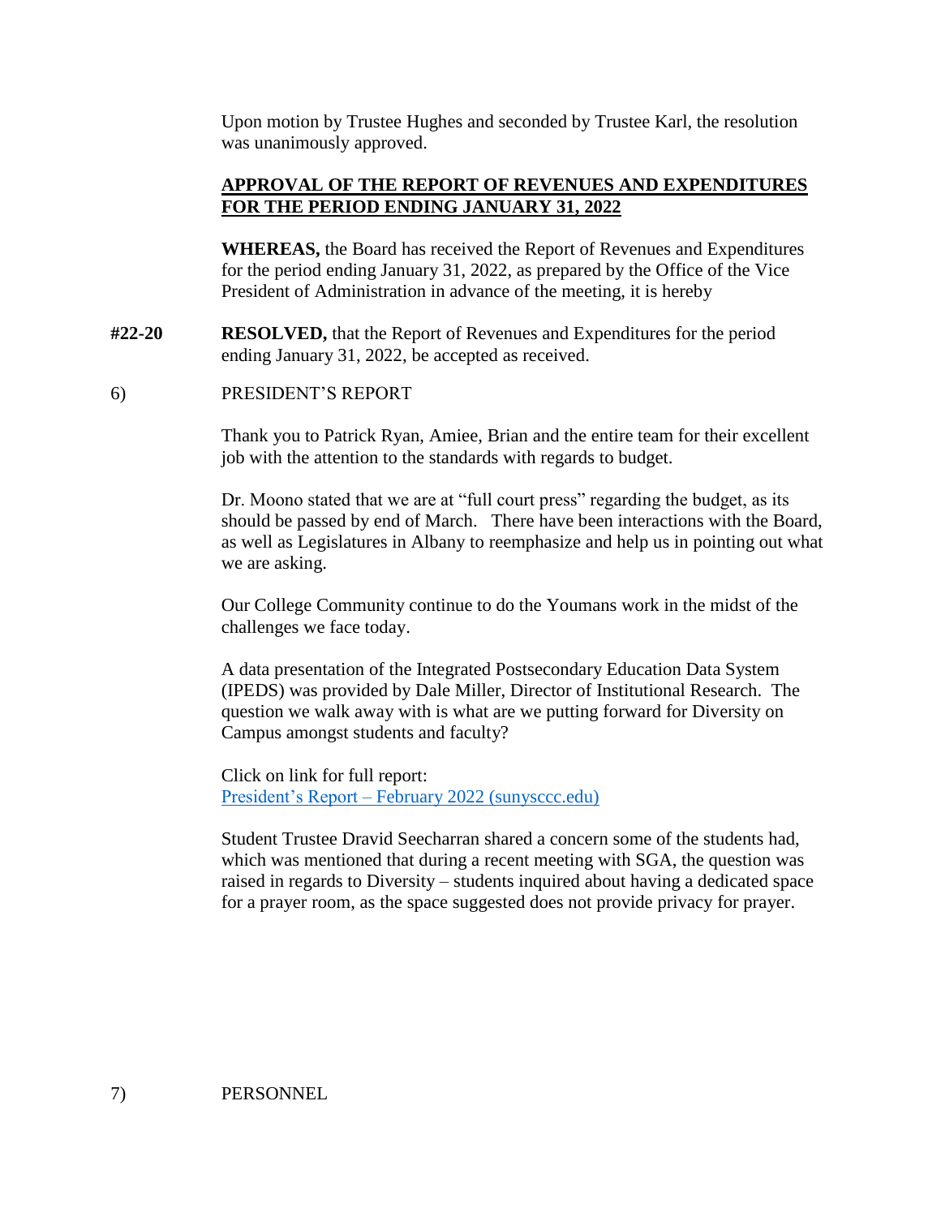Upon motion by Trustee Hughes and seconded by Trustee Karl, the resolution was unanimously approved.

**APPROVAL OF THE REPORT OF REVENUES AND EXPENDITURES FOR THE PERIOD ENDING JANUARY 31, 2022**

**WHEREAS,** the Board has received the Report of Revenues and Expenditures for the period ending January 31, 2022, as prepared by the Office of the Vice President of Administration in advance of the meeting, it is hereby

**#22-20** **RESOLVED,** that the Report of Revenues and Expenditures for the period ending January 31, 2022, be accepted as received.

6) PRESIDENT'S REPORT

Thank you to Patrick Ryan, Amiee, Brian and the entire team for their excellent job with the attention to the standards with regards to budget.

Dr. Moono stated that we are at "full court press" regarding the budget, as its should be passed by end of March. There have been interactions with the Board, as well as Legislatures in Albany to reemphasize and help us in pointing out what we are asking.

Our College Community continue to do the Youmans work in the midst of the challenges we face today.

A data presentation of the Integrated Postsecondary Education Data System (IPEDS) was provided by Dale Miller, Director of Institutional Research. The question we walk away with is what are we putting forward for Diversity on Campus amongst students and faculty?

Click on link for full report:
President's Report – February 2022 (sunysccc.edu)

Student Trustee Dravid Seecharran shared a concern some of the students had, which was mentioned that during a recent meeting with SGA, the question was raised in regards to Diversity – students inquired about having a dedicated space for a prayer room, as the space suggested does not provide privacy for prayer.

7) PERSONNEL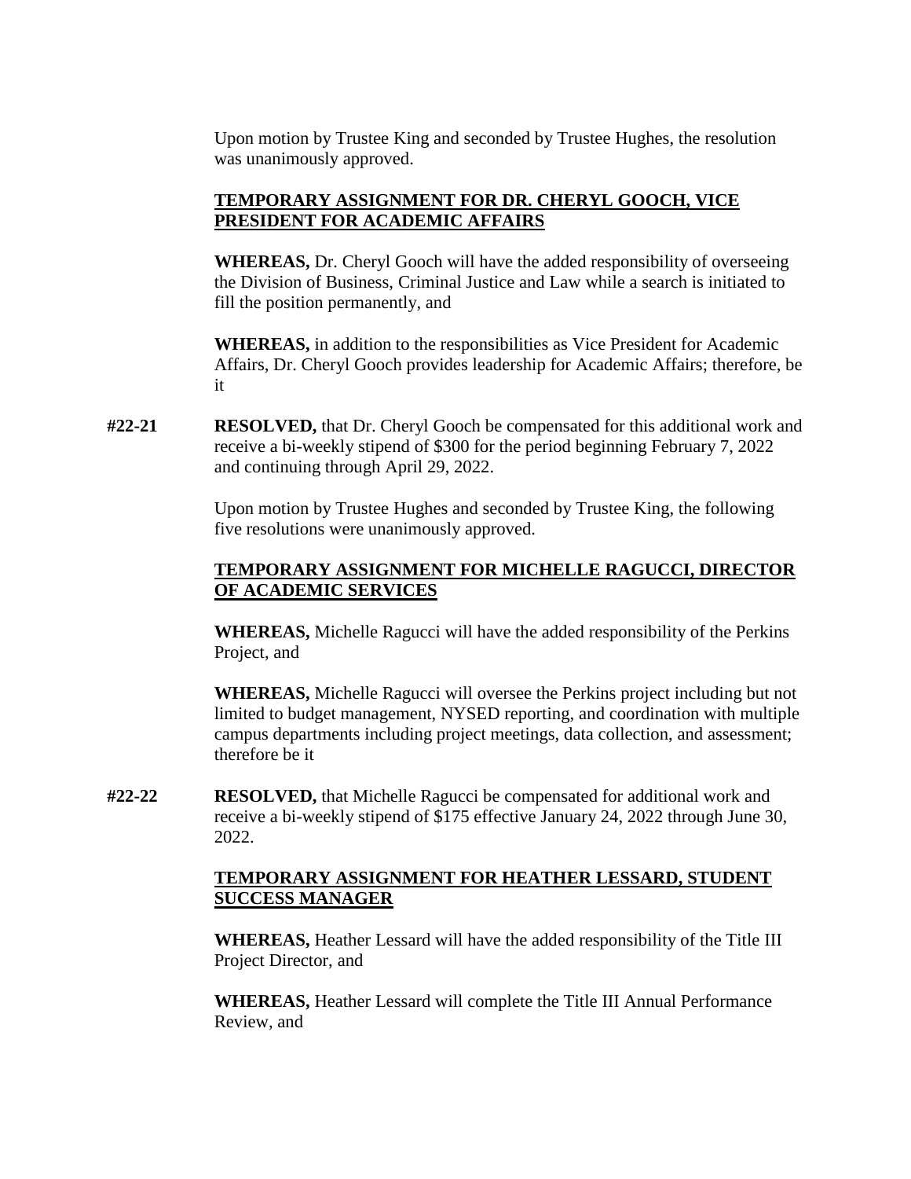Upon motion by Trustee King and seconded by Trustee Hughes, the resolution was unanimously approved.

**TEMPORARY ASSIGNMENT FOR DR. CHERYL GOOCH, VICE PRESIDENT FOR ACADEMIC AFFAIRS**

**WHEREAS,** Dr. Cheryl Gooch will have the added responsibility of overseeing the Division of Business, Criminal Justice and Law while a search is initiated to fill the position permanently, and

**WHEREAS,** in addition to the responsibilities as Vice President for Academic Affairs, Dr. Cheryl Gooch provides leadership for Academic Affairs; therefore, be it

**#22-21** **RESOLVED,** that Dr. Cheryl Gooch be compensated for this additional work and receive a bi-weekly stipend of $300 for the period beginning February 7, 2022 and continuing through April 29, 2022.

Upon motion by Trustee Hughes and seconded by Trustee King, the following five resolutions were unanimously approved.

**TEMPORARY ASSIGNMENT FOR MICHELLE RAGUCCI, DIRECTOR OF ACADEMIC SERVICES**

**WHEREAS,** Michelle Ragucci will have the added responsibility of the Perkins Project, and

**WHEREAS,** Michelle Ragucci will oversee the Perkins project including but not limited to budget management, NYSED reporting, and coordination with multiple campus departments including project meetings, data collection, and assessment; therefore be it

**#22-22** **RESOLVED,** that Michelle Ragucci be compensated for additional work and receive a bi-weekly stipend of $175 effective January 24, 2022 through June 30, 2022.

**TEMPORARY ASSIGNMENT FOR HEATHER LESSARD, STUDENT SUCCESS MANAGER**

**WHEREAS,** Heather Lessard will have the added responsibility of the Title III Project Director, and

**WHEREAS,** Heather Lessard will complete the Title III Annual Performance Review, and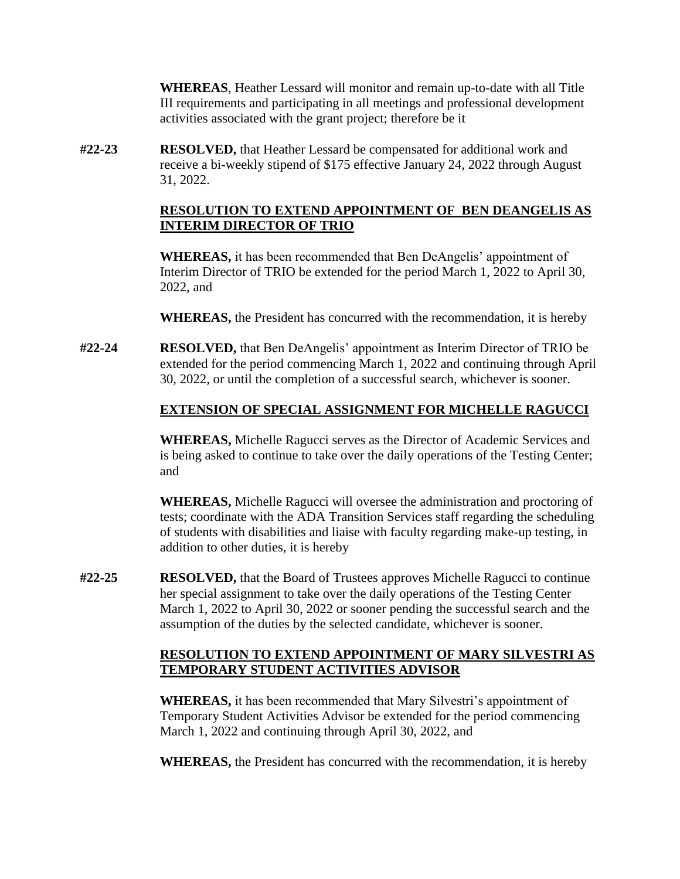**WHEREAS**, Heather Lessard will monitor and remain up-to-date with all Title III requirements and participating in all meetings and professional development activities associated with the grant project; therefore be it

**#22-23** **RESOLVED,** that Heather Lessard be compensated for additional work and receive a bi-weekly stipend of $175 effective January 24, 2022 through August 31, 2022.

**RESOLUTION TO EXTEND APPOINTMENT OF BEN DEANGELIS AS INTERIM DIRECTOR OF TRIO**

**WHEREAS,** it has been recommended that Ben DeAngelis' appointment of Interim Director of TRIO be extended for the period March 1, 2022 to April 30, 2022, and

**WHEREAS,** the President has concurred with the recommendation, it is hereby

**#22-24** **RESOLVED,** that Ben DeAngelis' appointment as Interim Director of TRIO be extended for the period commencing March 1, 2022 and continuing through April 30, 2022, or until the completion of a successful search, whichever is sooner.

**EXTENSION OF SPECIAL ASSIGNMENT FOR MICHELLE RAGUCCI**

**WHEREAS,** Michelle Ragucci serves as the Director of Academic Services and is being asked to continue to take over the daily operations of the Testing Center; and

**WHEREAS,** Michelle Ragucci will oversee the administration and proctoring of tests; coordinate with the ADA Transition Services staff regarding the scheduling of students with disabilities and liaise with faculty regarding make-up testing, in addition to other duties, it is hereby

**#22-25** **RESOLVED,** that the Board of Trustees approves Michelle Ragucci to continue her special assignment to take over the daily operations of the Testing Center March 1, 2022 to April 30, 2022 or sooner pending the successful search and the assumption of the duties by the selected candidate, whichever is sooner.

**RESOLUTION TO EXTEND APPOINTMENT OF MARY SILVESTRI AS TEMPORARY STUDENT ACTIVITIES ADVISOR**

**WHEREAS,** it has been recommended that Mary Silvestri's appointment of Temporary Student Activities Advisor be extended for the period commencing March 1, 2022 and continuing through April 30, 2022, and

**WHEREAS,** the President has concurred with the recommendation, it is hereby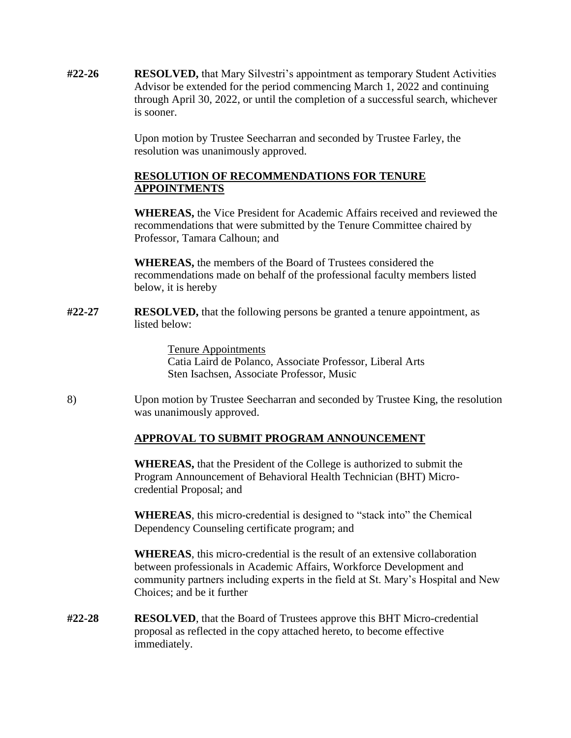**#22-26** **RESOLVED,** that Mary Silvestri's appointment as temporary Student Activities Advisor be extended for the period commencing March 1, 2022 and continuing through April 30, 2022, or until the completion of a successful search, whichever is sooner.

Upon motion by Trustee Seecharran and seconded by Trustee Farley, the resolution was unanimously approved.

**RESOLUTION OF RECOMMENDATIONS FOR TENURE APPOINTMENTS**

**WHEREAS,** the Vice President for Academic Affairs received and reviewed the recommendations that were submitted by the Tenure Committee chaired by Professor, Tamara Calhoun; and

**WHEREAS,** the members of the Board of Trustees considered the recommendations made on behalf of the professional faculty members listed below, it is hereby

**#22-27** **RESOLVED,** that the following persons be granted a tenure appointment, as listed below:

Tenure Appointments
Catia Laird de Polanco, Associate Professor, Liberal Arts
Sten Isachsen, Associate Professor, Music

8) Upon motion by Trustee Seecharran and seconded by Trustee King, the resolution was unanimously approved.

**APPROVAL TO SUBMIT PROGRAM ANNOUNCEMENT**

**WHEREAS,** that the President of the College is authorized to submit the Program Announcement of Behavioral Health Technician (BHT) Micro-credential Proposal; and

**WHEREAS**, this micro-credential is designed to "stack into" the Chemical Dependency Counseling certificate program; and

**WHEREAS**, this micro-credential is the result of an extensive collaboration between professionals in Academic Affairs, Workforce Development and community partners including experts in the field at St. Mary's Hospital and New Choices; and be it further

**#22-28** **RESOLVED**, that the Board of Trustees approve this BHT Micro-credential proposal as reflected in the copy attached hereto, to become effective immediately.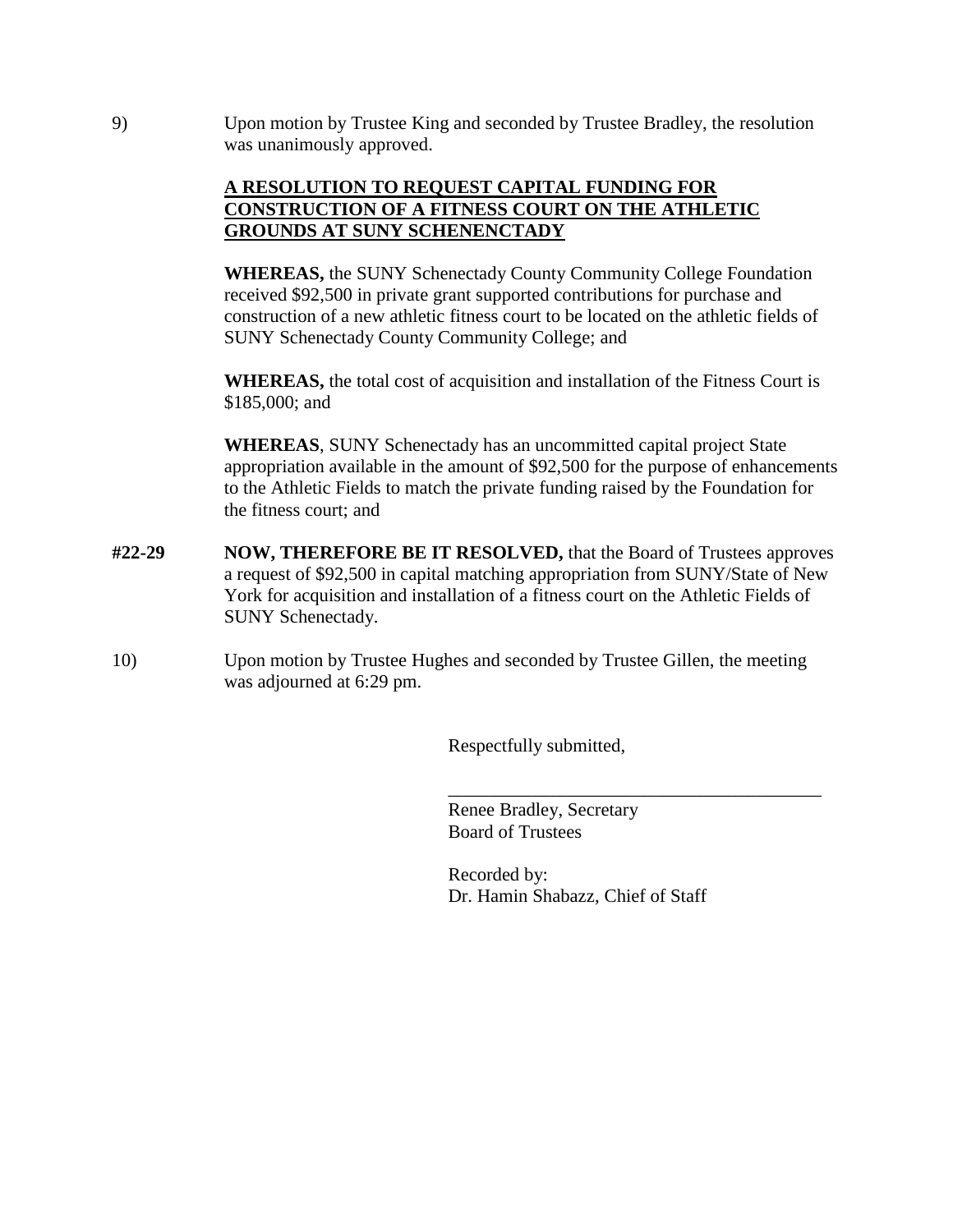9) Upon motion by Trustee King and seconded by Trustee Bradley, the resolution was unanimously approved.

**A RESOLUTION TO REQUEST CAPITAL FUNDING FOR CONSTRUCTION OF A FITNESS COURT ON THE ATHLETIC GROUNDS AT SUNY SCHENENCTADY**

**WHEREAS,** the SUNY Schenectady County Community College Foundation received $92,500 in private grant supported contributions for purchase and construction of a new athletic fitness court to be located on the athletic fields of SUNY Schenectady County Community College; and

**WHEREAS,** the total cost of acquisition and installation of the Fitness Court is $185,000; and

**WHEREAS**, SUNY Schenectady has an uncommitted capital project State appropriation available in the amount of $92,500 for the purpose of enhancements to the Athletic Fields to match the private funding raised by the Foundation for the fitness court; and

**#22-29** **NOW, THEREFORE BE IT RESOLVED,** that the Board of Trustees approves a request of $92,500 in capital matching appropriation from SUNY/State of New York for acquisition and installation of a fitness court on the Athletic Fields of SUNY Schenectady.

10) Upon motion by Trustee Hughes and seconded by Trustee Gillen, the meeting was adjourned at 6:29 pm.

Respectfully submitted,

\_\_\_\_\_\_\_\_\_\_\_\_\_\_\_\_\_\_\_\_\_\_\_\_\_\_\_\_\_\_\_\_\_\_\_\_\_\_\_\_

Renee Bradley, Secretary
Board of Trustees

Recorded by:
Dr. Hamin Shabazz, Chief of Staff